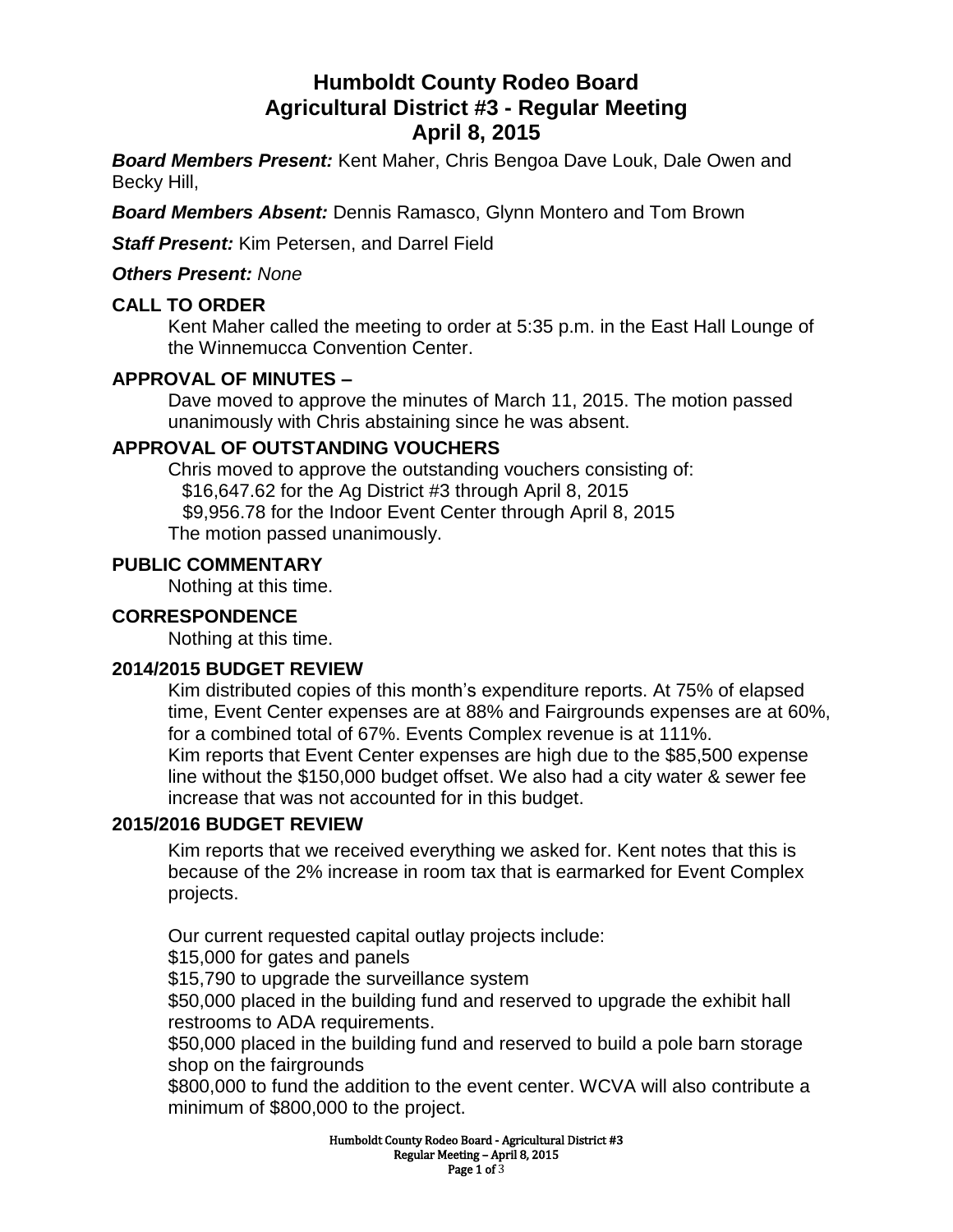# Humboldt County Rodeo Board
# Agricultural District #3 - Regular Meeting
# April 8, 2015

***Board Members Present:*** Kent Maher, Chris Bengoa Dave Louk, Dale Owen and Becky Hill,

***Board Members Absent:*** Dennis Ramasco, Glynn Montero and Tom Brown

***Staff Present:*** Kim Petersen, and Darrel Field

***Others Present:*** *None*

## CALL TO ORDER

Kent Maher called the meeting to order at 5:35 p.m. in the East Hall Lounge of the Winnemucca Convention Center.

## APPROVAL OF MINUTES –

Dave moved to approve the minutes of March 11, 2015. The motion passed unanimously with Chris abstaining since he was absent.

## APPROVAL OF OUTSTANDING VOUCHERS

Chris moved to approve the outstanding vouchers consisting of:
$16,647.62 for the Ag District #3 through April 8, 2015
$9,956.78 for the Indoor Event Center through April 8, 2015
The motion passed unanimously.

## PUBLIC COMMENTARY

Nothing at this time.

## CORRESPONDENCE

Nothing at this time.

## 2014/2015 BUDGET REVIEW

Kim distributed copies of this month's expenditure reports. At 75% of elapsed time, Event Center expenses are at 88% and Fairgrounds expenses are at 60%, for a combined total of 67%. Events Complex revenue is at 111%.
Kim reports that Event Center expenses are high due to the $85,500 expense line without the $150,000 budget offset. We also had a city water & sewer fee increase that was not accounted for in this budget.

## 2015/2016 BUDGET REVIEW

Kim reports that we received everything we asked for. Kent notes that this is because of the 2% increase in room tax that is earmarked for Event Complex projects.

Our current requested capital outlay projects include:
$15,000 for gates and panels
$15,790 to upgrade the surveillance system
$50,000 placed in the building fund and reserved to upgrade the exhibit hall restrooms to ADA requirements.
$50,000 placed in the building fund and reserved to build a pole barn storage shop on the fairgrounds
$800,000 to fund the addition to the event center. WCVA will also contribute a minimum of $800,000 to the project.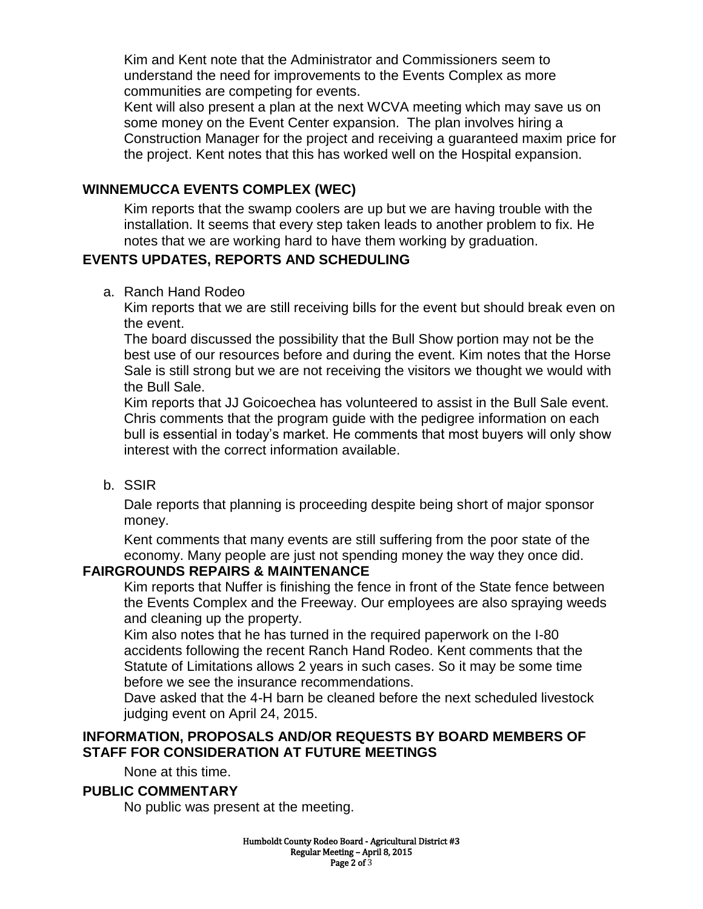Kim and Kent note that the Administrator and Commissioners seem to understand the need for improvements to the Events Complex as more communities are competing for events.

Kent will also present a plan at the next WCVA meeting which may save us on some money on the Event Center expansion. The plan involves hiring a Construction Manager for the project and receiving a guaranteed maxim price for the project. Kent notes that this has worked well on the Hospital expansion.

## WINNEMUCCA EVENTS COMPLEX (WEC)

Kim reports that the swamp coolers are up but we are having trouble with the installation. It seems that every step taken leads to another problem to fix. He notes that we are working hard to have them working by graduation.

## EVENTS UPDATES, REPORTS AND SCHEDULING

a. Ranch Hand Rodeo

Kim reports that we are still receiving bills for the event but should break even on the event.

The board discussed the possibility that the Bull Show portion may not be the best use of our resources before and during the event. Kim notes that the Horse Sale is still strong but we are not receiving the visitors we thought we would with the Bull Sale.

Kim reports that JJ Goicoechea has volunteered to assist in the Bull Sale event. Chris comments that the program guide with the pedigree information on each bull is essential in today's market. He comments that most buyers will only show interest with the correct information available.

b. SSIR

Dale reports that planning is proceeding despite being short of major sponsor money.

Kent comments that many events are still suffering from the poor state of the economy. Many people are just not spending money the way they once did.

## FAIRGROUNDS REPAIRS & MAINTENANCE

Kim reports that Nuffer is finishing the fence in front of the State fence between the Events Complex and the Freeway. Our employees are also spraying weeds and cleaning up the property.

Kim also notes that he has turned in the required paperwork on the I-80 accidents following the recent Ranch Hand Rodeo. Kent comments that the Statute of Limitations allows 2 years in such cases. So it may be some time before we see the insurance recommendations.

Dave asked that the 4-H barn be cleaned before the next scheduled livestock judging event on April 24, 2015.

## INFORMATION, PROPOSALS AND/OR REQUESTS BY BOARD MEMBERS OF STAFF FOR CONSIDERATION AT FUTURE MEETINGS

None at this time.

## PUBLIC COMMENTARY

No public was present at the meeting.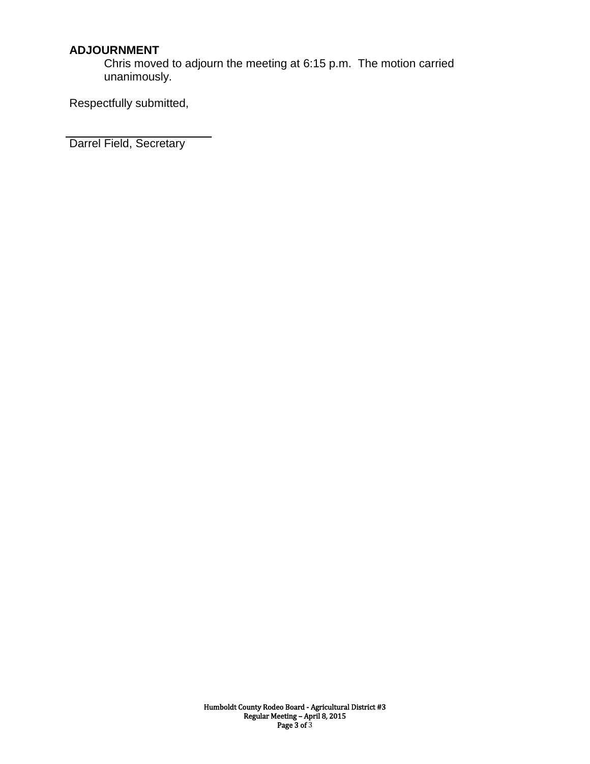**ADJOURNMENT**

Chris moved to adjourn the meeting at 6:15 p.m. The motion carried unanimously.

Respectfully submitted,

______________________

Darrel Field, Secretary